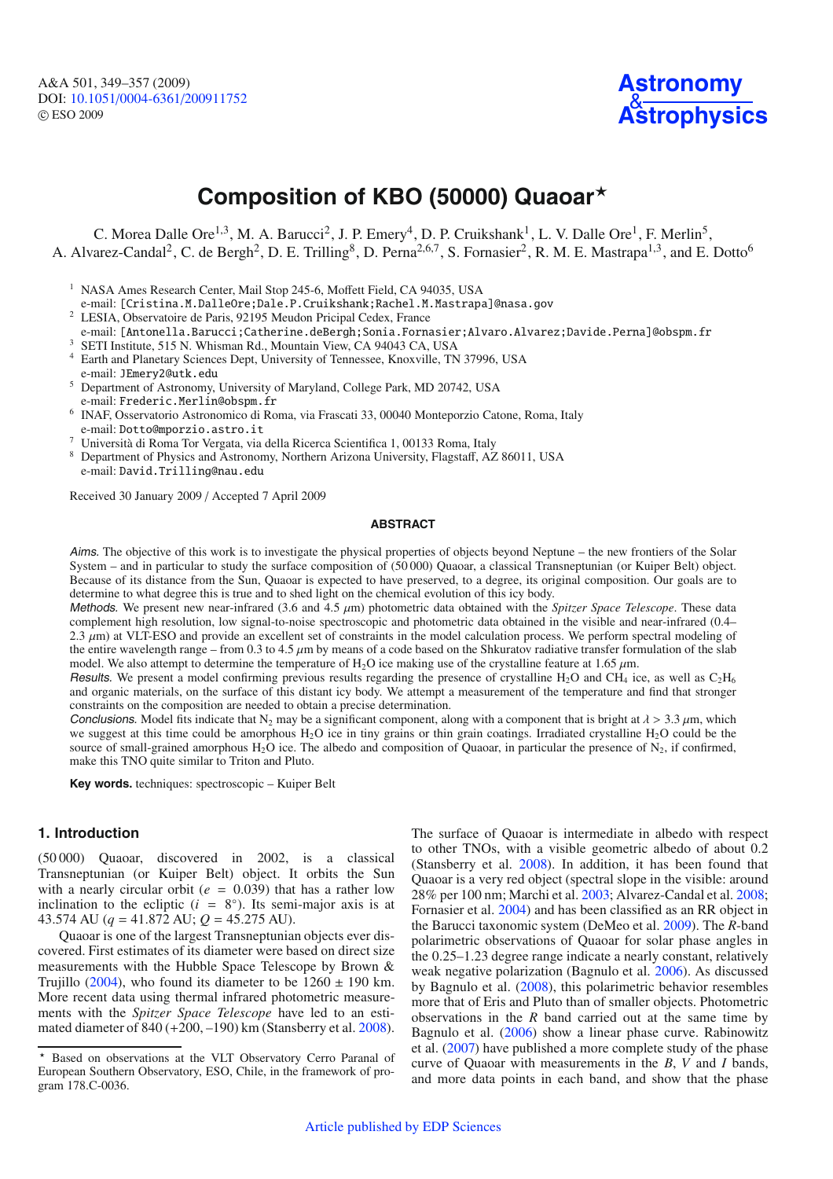# Composition of KBO (50000) Quaoar[⋆]

C. Morea Dalle Ore[1,3], M. A. Barucci[2], J. P. Emery[4], D. P. Cruikshank[1], L. V. Dalle Ore[1], F. Merlin[5], A. Alvarez-Candal[2], C. de Bergh[2], D. E. Trilling[8], D. Perna[2,6,7], S. Fornasier[2], R. M. E. Mastrapa[1,3], and E. Dotto[6]

[1] NASA Ames Research Center, Mail Stop 245-6, Moffett Field, CA 94035, USA
e-mail: [Cristina.M.DalleOre;Dale.P.Cruikshank;Rachel.M.Mastrapa]@nasa.gov

[2] LESIA, Observatoire de Paris, 92195 Meudon Pricipal Cedex, France
e-mail: [Antonella.Barucci;Catherine.deBergh;Sonia.Fornasier;Alvaro.Alvarez;Davide.Perna]@obspm.fr

[3] SETI Institute, 515 N. Whisman Rd., Mountain View, CA 94043 CA, USA

[4] Earth and Planetary Sciences Dept, University of Tennessee, Knoxville, TN 37996, USA
e-mail: JEmery2@utk.edu

[5] Department of Astronomy, University of Maryland, College Park, MD 20742, USA
e-mail: Frederic.Merlin@obspm.fr

[6] INAF, Osservatorio Astronomico di Roma, via Frascati 33, 00040 Monteporzio Catone, Roma, Italy
e-mail: Dotto@mporzio.astro.it

[7] Università di Roma Tor Vergata, via della Ricerca Scientifica 1, 00133 Roma, Italy

[8] Department of Physics and Astronomy, Northern Arizona University, Flagstaff, AZ 86011, USA
e-mail: David.Trilling@nau.edu

Received 30 January 2009 / Accepted 7 April 2009

## ABSTRACT

*Aims.* The objective of this work is to investigate the physical properties of objects beyond Neptune – the new frontiers of the Solar System – and in particular to study the surface composition of (50 000) Quaoar, a classical Transneptunian (or Kuiper Belt) object. Because of its distance from the Sun, Quaoar is expected to have preserved, to a degree, its original composition. Our goals are to determine to what degree this is true and to shed light on the chemical evolution of this icy body.

*Methods.* We present new near-infrared (3.6 and 4.5 $\mu$m) photometric data obtained with the *Spitzer Space Telescope*. These data complement high resolution, low signal-to-noise spectroscopic and photometric data obtained in the visible and near-infrared (0.4–2.3 $\mu$m) at VLT-ESO and provide an excellent set of constraints in the model calculation process. We perform spectral modeling of the entire wavelength range – from 0.3 to 4.5 $\mu$m by means of a code based on the Shkuratov radiative transfer formulation of the slab model. We also attempt to determine the temperature of $H_2O$ ice making use of the crystalline feature at 1.65 $\mu$m.

*Results.* We present a model confirming previous results regarding the presence of crystalline $H_2O$ and $CH_4$ ice, as well as $C_2H_6$ and organic materials, on the surface of this distant icy body. We attempt a measurement of the temperature and find that stronger constraints on the composition are needed to obtain a precise determination.

*Conclusions.* Model fits indicate that $N_2$ may be a significant component, along with a component that is bright at $\lambda > 3.3$ $\mu$m, which we suggest at this time could be amorphous $H_2O$ ice in tiny grains or thin grain coatings. Irradiated crystalline $H_2O$ could be the source of small-grained amorphous $H_2O$ ice. The albedo and composition of Quaoar, in particular the presence of $N_2$, if confirmed, make this TNO quite similar to Triton and Pluto.

**Key words.** techniques: spectroscopic – Kuiper Belt

## 1. Introduction

(50 000) Quaoar, discovered in 2002, is a classical Transneptunian (or Kuiper Belt) object. It orbits the Sun with a nearly circular orbit ($e$ = 0.039) that has a rather low inclination to the ecliptic ($i$ = 8°). Its semi-major axis is at 43.574 AU ($q$ = 41.872 AU; $Q$ = 45.275 AU).

Quaoar is one of the largest Transneptunian objects ever discovered. First estimates of its diameter were based on direct size measurements with the Hubble Space Telescope by Brown & Trujillo (2004), who found its diameter to be 1260 ± 190 km. More recent data using thermal infrared photometric measurements with the *Spitzer Space Telescope* have led to an estimated diameter of 840 (+200, –190) km (Stansberry et al. 2008). The surface of Quaoar is intermediate in albedo with respect to other TNOs, with a visible geometric albedo of about 0.2 (Stansberry et al. 2008). In addition, it has been found that Quaoar is a very red object (spectral slope in the visible: around 28% per 100 nm; Marchi et al. 2003; Alvarez-Candal et al. 2008; Fornasier et al. 2004) and has been classified as an RR object in the Barucci taxonomic system (DeMeo et al. 2009). The *R*-band polarimetric observations of Quaoar for solar phase angles in the 0.25–1.23 degree range indicate a nearly constant, relatively weak negative polarization (Bagnulo et al. 2006). As discussed by Bagnulo et al. (2008), this polarimetric behavior resembles more that of Eris and Pluto than of smaller objects. Photometric observations in the *R* band carried out at the same time by Bagnulo et al. (2006) show a linear phase curve. Rabinowitz et al. (2007) have published a more complete study of the phase curve of Quaoar with measurements in the *B*, *V* and *I* bands, and more data points in each band, and show that the phase

[⋆] Based on observations at the VLT Observatory Cerro Paranal of European Southern Observatory, ESO, Chile, in the framework of program 178.C-0036.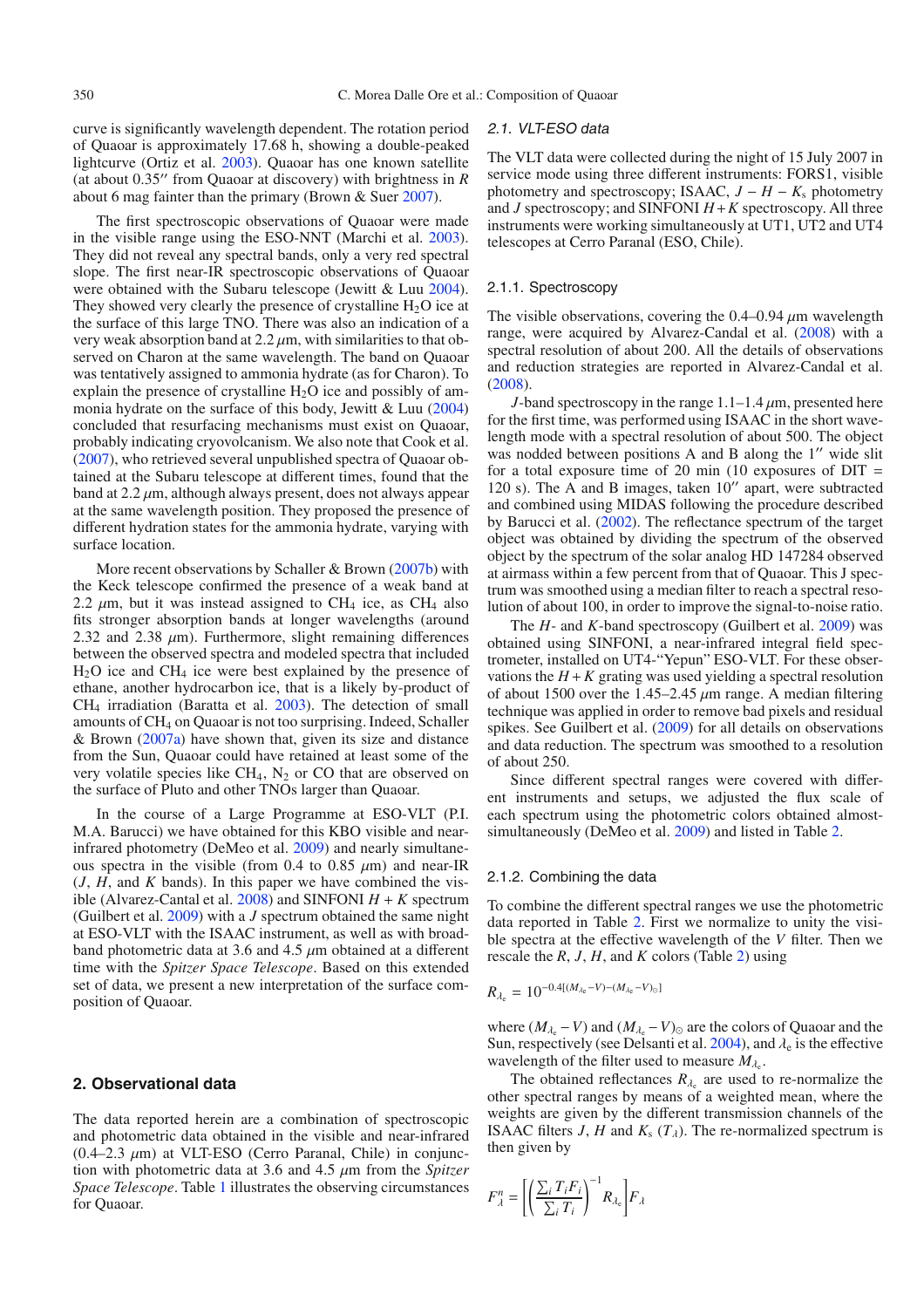curve is significantly wavelength dependent. The rotation period of Quaoar is approximately 17.68 h, showing a double-peaked lightcurve (Ortiz et al. 2003). Quaoar has one known satellite (at about 0.35″ from Quaoar at discovery) with brightness in $R$ about 6 mag fainter than the primary (Brown & Suer 2007).

The first spectroscopic observations of Quaoar were made in the visible range using the ESO-NNT (Marchi et al. 2003). They did not reveal any spectral bands, only a very red spectral slope. The first near-IR spectroscopic observations of Quaoar were obtained with the Subaru telescope (Jewitt & Luu 2004). They showed very clearly the presence of crystalline $H_2O$ ice at the surface of this large TNO. There was also an indication of a very weak absorption band at 2.2 $\mu$m, with similarities to that observed on Charon at the same wavelength. The band on Quaoar was tentatively assigned to ammonia hydrate (as for Charon). To explain the presence of crystalline $H_2O$ ice and possibly of ammonia hydrate on the surface of this body, Jewitt & Luu (2004) concluded that resurfacing mechanisms must exist on Quaoar, probably indicating cryovolcanism. We also note that Cook et al. (2007), who retrieved several unpublished spectra of Quaoar obtained at the Subaru telescope at different times, found that the band at 2.2 $\mu$m, although always present, does not always appear at the same wavelength position. They proposed the presence of different hydration states for the ammonia hydrate, varying with surface location.

More recent observations by Schaller & Brown (2007b) with the Keck telescope confirmed the presence of a weak band at 2.2 $\mu$m, but it was instead assigned to $CH_4$ ice, as $CH_4$ also fits stronger absorption bands at longer wavelengths (around 2.32 and 2.38 $\mu$m). Furthermore, slight remaining differences between the observed spectra and modeled spectra that included $H_2O$ ice and $CH_4$ ice were best explained by the presence of ethane, another hydrocarbon ice, that is a likely by-product of $CH_4$ irradiation (Baratta et al. 2003). The detection of small amounts of $CH_4$ on Quaoar is not too surprising. Indeed, Schaller & Brown (2007a) have shown that, given its size and distance from the Sun, Quaoar could have retained at least some of the very volatile species like $CH_4$, $N_2$ or CO that are observed on the surface of Pluto and other TNOs larger than Quaoar.

In the course of a Large Programme at ESO-VLT (P.I. M.A. Barucci) we have obtained for this KBO visible and near-infrared photometry (DeMeo et al. 2009) and nearly simultaneous spectra in the visible (from 0.4 to 0.85 $\mu$m) and near-IR ($J$, $H$, and $K$ bands). In this paper we have combined the visible (Alvarez-Cantal et al. 2008) and SINFONI $H + K$ spectrum (Guilbert et al. 2009) with a $J$ spectrum obtained the same night at ESO-VLT with the ISAAC instrument, as well as with broad-band photometric data at 3.6 and 4.5 $\mu$m obtained at a different time with the *Spitzer Space Telescope*. Based on this extended set of data, we present a new interpretation of the surface composition of Quaoar.

## 2. Observational data

The data reported herein are a combination of spectroscopic and photometric data obtained in the visible and near-infrared (0.4–2.3 $\mu$m) at VLT-ESO (Cerro Paranal, Chile) in conjunction with photometric data at 3.6 and 4.5 $\mu$m from the *Spitzer Space Telescope*. Table 1 illustrates the observing circumstances for Quaoar.

### 2.1. VLT-ESO data

The VLT data were collected during the night of 15 July 2007 in service mode using three different instruments: FORS1, visible photometry and spectroscopy; ISAAC, $J - H - K_s$ photometry and $J$ spectroscopy; and SINFONI $H + K$ spectroscopy. All three instruments were working simultaneously at UT1, UT2 and UT4 telescopes at Cerro Paranal (ESO, Chile).

#### 2.1.1. Spectroscopy

The visible observations, covering the 0.4–0.94 $\mu$m wavelength range, were acquired by Alvarez-Candal et al. (2008) with a spectral resolution of about 200. All the details of observations and reduction strategies are reported in Alvarez-Candal et al. (2008).

$J$-band spectroscopy in the range 1.1–1.4 $\mu$m, presented here for the first time, was performed using ISAAC in the short wavelength mode with a spectral resolution of about 500. The object was nodded between positions A and B along the 1″ wide slit for a total exposure time of 20 min (10 exposures of DIT = 120 s). The A and B images, taken 10″ apart, were subtracted and combined using MIDAS following the procedure described by Barucci et al. (2002). The reflectance spectrum of the target object was obtained by dividing the spectrum of the observed object by the spectrum of the solar analog HD 147284 observed at airmass within a few percent from that of Quaoar. This J spectrum was smoothed using a median filter to reach a spectral resolution of about 100, in order to improve the signal-to-noise ratio.

The $H$- and $K$-band spectroscopy (Guilbert et al. 2009) was obtained using SINFONI, a near-infrared integral field spectrometer, installed on UT4-"Yepun" ESO-VLT. For these observations the $H + K$ grating was used yielding a spectral resolution of about 1500 over the 1.45–2.45 $\mu$m range. A median filtering technique was applied in order to remove bad pixels and residual spikes. See Guilbert et al. (2009) for all details on observations and data reduction. The spectrum was smoothed to a resolution of about 250.

Since different spectral ranges were covered with different instruments and setups, we adjusted the flux scale of each spectrum using the photometric colors obtained almost-simultaneously (DeMeo et al. 2009) and listed in Table 2.

#### 2.1.2. Combining the data

To combine the different spectral ranges we use the photometric data reported in Table 2. First we normalize to unity the visible spectra at the effective wavelength of the $V$ filter. Then we rescale the $R$, $J$, $H$, and $K$ colors (Table 2) using

$$R_{\lambda_e} = 10^{-0.4[(M_{\lambda_e}-V)-(M_{\lambda_e}-V)_\odot]}$$

where $(M_{\lambda_e} - V)$ and $(M_{\lambda_e} - V)_\odot$ are the colors of Quaoar and the Sun, respectively (see Delsanti et al. 2004), and $\lambda_e$ is the effective wavelength of the filter used to measure $M_{\lambda_e}$.

The obtained reflectances $R_{\lambda_e}$ are used to re-normalize the other spectral ranges by means of a weighted mean, where the weights are given by the different transmission channels of the ISAAC filters $J$, $H$ and $K_s$ ($T_\lambda$). The re-normalized spectrum is then given by

$$F^n_\lambda = \left[\left(\frac{\sum_i T_i F_i}{\sum_i T_i}\right)^{-1} R_{\lambda_e}\right] F_\lambda$$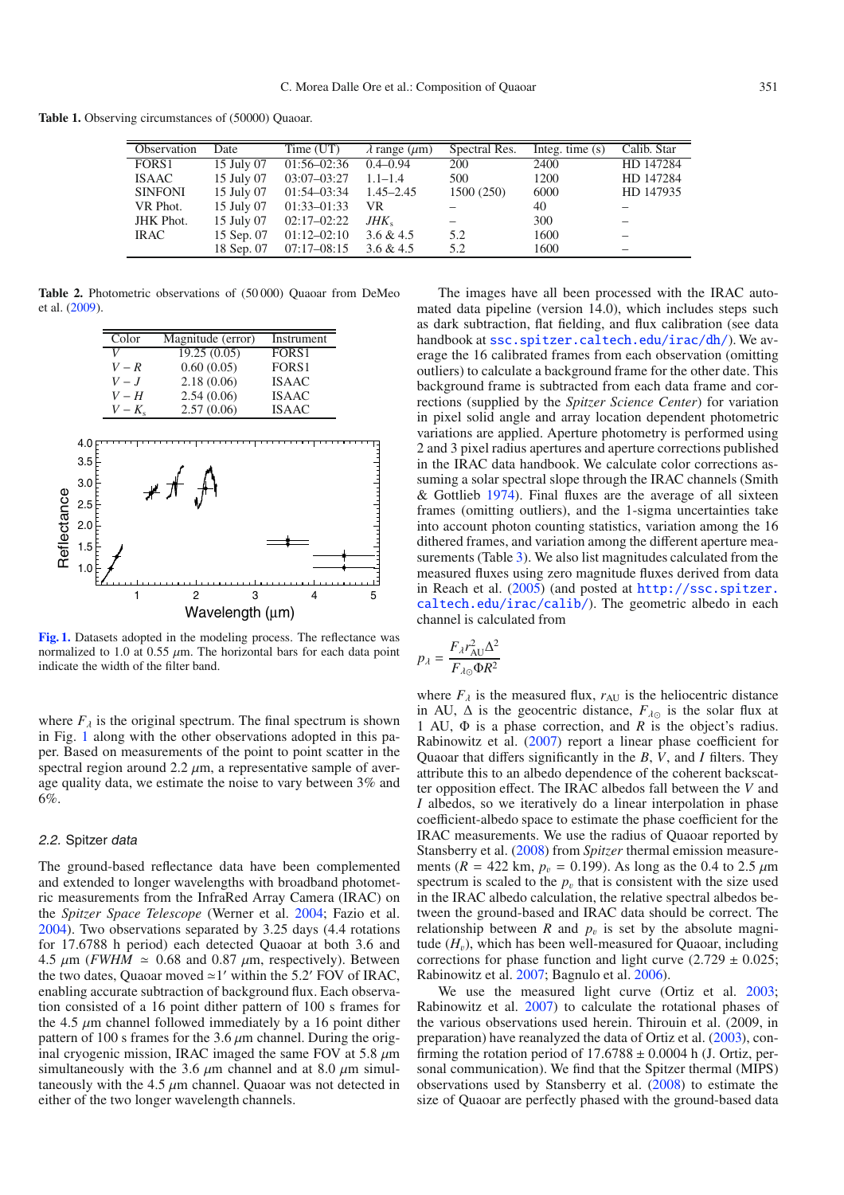**Table 1.** Observing circumstances of (50000) Quaoar.

| Observation | Date | Time (UT) | $\lambda$ range ($\mu$m) | Spectral Res. | Integ. time (s) | Calib. Star |
|---|---|---|---|---|---|---|
| FORS1 | 15 July 07 | 01:56–02:36 | 0.4–0.94 | 200 | 2400 | HD 147284 |
| ISAAC | 15 July 07 | 03:07–03:27 | 1.1–1.4 | 500 | 1200 | HD 147284 |
| SINFONI | 15 July 07 | 01:54–03:34 | 1.45–2.45 | 1500 (250) | 6000 | HD 147935 |
| VR Phot. | 15 July 07 | 01:33–01:33 | VR | – | 40 | – |
| JHK Phot. | 15 July 07 | 02:17–02:22 | $JHK_s$ | – | 300 | – |
| IRAC | 15 Sep. 07 | 01:12–02:10 | 3.6 & 4.5 | 5.2 | 1600 | – |
| | 18 Sep. 07 | 07:17–08:15 | 3.6 & 4.5 | 5.2 | 1600 | – |

**Table 2.** Photometric observations of (50 000) Quaoar from DeMeo et al. (2009).

| Color | Magnitude (error) | Instrument |
|---|---|---|
| $V$ | 19.25 (0.05) | FORS1 |
| $V-R$ | 0.60 (0.05) | FORS1 |
| $V-J$ | 2.18 (0.06) | ISAAC |
| $V-H$ | 2.54 (0.06) | ISAAC |
| $V-K_s$ | 2.57 (0.06) | ISAAC |

**Fig. 1.** Datasets adopted in the modeling process. The reflectance was normalized to 1.0 at 0.55 $\mu$m. The horizontal bars for each data point indicate the width of the filter band.

where $F_\lambda$ is the original spectrum. The final spectrum is shown in Fig. 1 along with the other observations adopted in this paper. Based on measurements of the point to point scatter in the spectral region around 2.2 $\mu$m, a representative sample of average quality data, we estimate the noise to vary between 3% and 6%.

### 2.2. Spitzer data

The ground-based reflectance data have been complemented and extended to longer wavelengths with broadband photometric measurements from the InfraRed Array Camera (IRAC) on the *Spitzer Space Telescope* (Werner et al. 2004; Fazio et al. 2004). Two observations separated by 3.25 days (4.4 rotations for 17.6788 h period) each detected Quaoar at both 3.6 and 4.5 $\mu$m (*FWHM* $\simeq$ 0.68 and 0.87 $\mu$m, respectively). Between the two dates, Quaoar moved $\simeq$1′ within the 5.2′ FOV of IRAC, enabling accurate subtraction of background flux. Each observation consisted of a 16 point dither pattern of 100 s frames for the 4.5 $\mu$m channel followed immediately by a 16 point dither pattern of 100 s frames for the 3.6 $\mu$m channel. During the original cryogenic mission, IRAC imaged the same FOV at 5.8 $\mu$m simultaneously with the 3.6 $\mu$m channel and at 8.0 $\mu$m simultaneously with the 4.5 $\mu$m channel. Quaoar was not detected in either of the two longer wavelength channels.

The images have all been processed with the IRAC automated data pipeline (version 14.0), which includes steps such as dark subtraction, flat fielding, and flux calibration (see data handbook at ssc.spitzer.caltech.edu/irac/dh/). We average the 16 calibrated frames from each observation (omitting outliers) to calculate a background frame for the other date. This background frame is subtracted from each data frame and corrections (supplied by the *Spitzer Science Center*) for variation in pixel solid angle and array location dependent photometric variations are applied. Aperture photometry is performed using 2 and 3 pixel radius apertures and aperture corrections published in the IRAC data handbook. We calculate color corrections assuming a solar spectral slope through the IRAC channels (Smith & Gottlieb 1974). Final fluxes are the average of all sixteen frames (omitting outliers), and the 1-sigma uncertainties take into account photon counting statistics, variation among the 16 dithered frames, and variation among the different aperture measurements (Table 3). We also list magnitudes calculated from the measured fluxes using zero magnitude fluxes derived from data in Reach et al. (2005) (and posted at http://ssc.spitzer.caltech.edu/irac/calib/). The geometric albedo in each channel is calculated from

$$p_\lambda = \frac{F_\lambda r_{\rm AU}^2 \Delta^2}{F_{\lambda\odot} \Phi R^2}$$

where $F_\lambda$ is the measured flux, $r_{\rm AU}$ is the heliocentric distance in AU, $\Delta$ is the geocentric distance, $F_{\lambda\odot}$ is the solar flux at 1 AU, $\Phi$ is a phase correction, and $R$ is the object's radius. Rabinowitz et al. (2007) report a linear phase coefficient for Quaoar that differs significantly in the $B$, $V$, and $I$ filters. They attribute this to an albedo dependence of the coherent backscatter opposition effect. The IRAC albedos fall between the $V$ and $I$ albedos, so we iteratively do a linear interpolation in phase coefficient-albedo space to estimate the phase coefficient for the IRAC measurements. We use the radius of Quaoar reported by Stansberry et al. (2008) from *Spitzer* thermal emission measurements ($R$ = 422 km, $p_v$ = 0.199). As long as the 0.4 to 2.5 $\mu$m spectrum is scaled to the $p_v$ that is consistent with the size used in the IRAC albedo calculation, the relative spectral albedos between the ground-based and IRAC data should be correct. The relationship between $R$ and $p_v$ is set by the absolute magnitude ($H_v$), which has been well-measured for Quaoar, including corrections for phase function and light curve (2.729 ± 0.025; Rabinowitz et al. 2007; Bagnulo et al. 2006).

We use the measured light curve (Ortiz et al. 2003; Rabinowitz et al. 2007) to calculate the rotational phases of the various observations used herein. Thirouin et al. (2009, in preparation) have reanalyzed the data of Ortiz et al. (2003), confirming the rotation period of 17.6788 ± 0.0004 h (J. Ortiz, personal communication). We find that the Spitzer thermal (MIPS) observations used by Stansberry et al. (2008) to estimate the size of Quaoar are perfectly phased with the ground-based data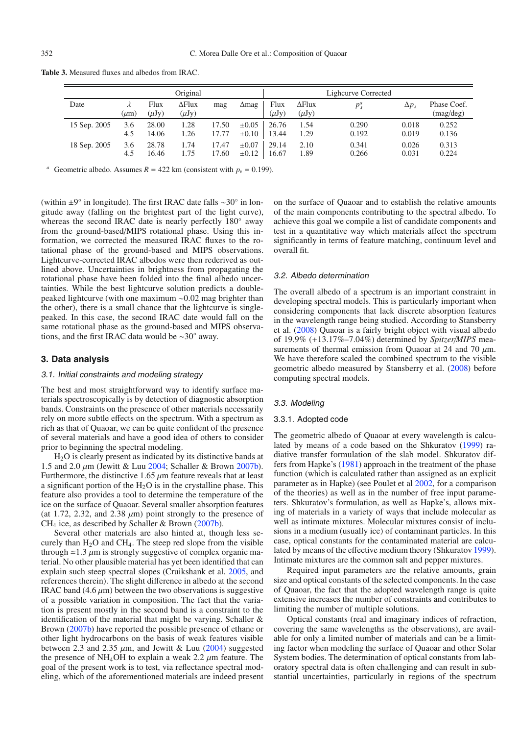**Table 3.** Measured fluxes and albedos from IRAC.

| | | Original | | | | Lighcurve Corrected | | | | |
|---|---|---|---|---|---|---|---|---|---|---|
| Date | $\lambda$ ($\mu$m) | Flux ($\mu$Jy) | $\Delta$Flux ($\mu$Jy) | mag | $\Delta$mag | Flux ($\mu$Jy) | $\Delta$Flux ($\mu$Jy) | $p_\lambda^a$ | $\Delta p_\lambda$ | Phase Coef. (mag/deg) |
| 15 Sep. 2005 | 3.6 | 28.00 | 1.28 | 17.50 | ±0.05 | 26.76 | 1.54 | 0.290 | 0.018 | 0.252 |
| | 4.5 | 14.06 | 1.26 | 17.77 | ±0.10 | 13.44 | 1.29 | 0.192 | 0.019 | 0.136 |
| 18 Sep. 2005 | 3.6 | 28.78 | 1.74 | 17.47 | ±0.07 | 29.14 | 2.10 | 0.341 | 0.026 | 0.313 |
| | 4.5 | 16.46 | 1.75 | 17.60 | ±0.12 | 16.67 | 1.89 | 0.266 | 0.031 | 0.224 |

[a] Geometric albedo. Assumes $R = 422$ km (consistent with $p_v = 0.199$).

(within ±9° in longitude). The first IRAC date falls ~30° in longitude away (falling on the brightest part of the light curve), whereas the second IRAC date is nearly perfectly 180° away from the ground-based/MIPS rotational phase. Using this information, we corrected the measured IRAC fluxes to the rotational phase of the ground-based and MIPS observations. Lightcurve-corrected IRAC albedos were then rederived as outlined above. Uncertainties in brightness from propagating the rotational phase have been folded into the final albedo uncertainties. While the best lightcurve solution predicts a double-peaked lightcurve (with one maximum ~0.02 mag brighter than the other), there is a small chance that the lightcurve is single-peaked. In this case, the second IRAC date would fall on the same rotational phase as the ground-based and MIPS observations, and the first IRAC data would be ~30° away.

## 3. Data analysis

### 3.1. Initial constraints and modeling strategy

The best and most straightforward way to identify surface materials spectroscopically is by detection of diagnostic absorption bands. Constraints on the presence of other materials necessarily rely on more subtle effects on the spectrum. With a spectrum as rich as that of Quaoar, we can be quite confident of the presence of several materials and have a good idea of others to consider prior to beginning the spectral modeling.

$H_2O$ is clearly present as indicated by its distinctive bands at 1.5 and 2.0 $\mu$m (Jewitt & Luu 2004; Schaller & Brown 2007b). Furthermore, the distinctive 1.65 $\mu$m feature reveals that at least a significant portion of the $H_2O$ is in the crystalline phase. This feature also provides a tool to determine the temperature of the ice on the surface of Quaoar. Several smaller absorption features (at 1.72, 2.32, and 2.38 $\mu$m) point strongly to the presence of $CH_4$ ice, as described by Schaller & Brown (2007b).

Several other materials are also hinted at, though less securely than $H_2O$ and $CH_4$. The steep red slope from the visible through ≃1.3 $\mu$m is strongly suggestive of complex organic material. No other plausible material has yet been identified that can explain such steep spectral slopes (Cruikshank et al. 2005, and references therein). The slight difference in albedo at the second IRAC band (4.6 $\mu$m) between the two observations is suggestive of a possible variation in composition. The fact that the variation is present mostly in the second band is a constraint to the identification of the material that might be varying. Schaller & Brown (2007b) have reported the possible presence of ethane or other light hydrocarbons on the basis of weak features visible between 2.3 and 2.35 $\mu$m, and Jewitt & Luu (2004) suggested the presence of $NH_4OH$ to explain a weak 2.2 $\mu$m feature. The goal of the present work is to test, via reflectance spectral modeling, which of the aforementioned materials are indeed present on the surface of Quaoar and to establish the relative amounts of the main components contributing to the spectral albedo. To achieve this goal we compile a list of candidate components and test in a quantitative way which materials affect the spectrum significantly in terms of feature matching, continuum level and overall fit.

### 3.2. Albedo determination

The overall albedo of a spectrum is an important constraint in developing spectral models. This is particularly important when considering components that lack discrete absorption features in the wavelength range being studied. According to Stansberry et al. (2008) Quaoar is a fairly bright object with visual albedo of 19.9% (+13.17%–7.04%) determined by *Spitzer/MIPS* measurements of thermal emission from Quaoar at 24 and 70 $\mu$m. We have therefore scaled the combined spectrum to the visible geometric albedo measured by Stansberry et al. (2008) before computing spectral models.

### 3.3. Modeling

#### 3.3.1. Adopted code

The geometric albedo of Quaoar at every wavelength is calculated by means of a code based on the Shkuratov (1999) radiative transfer formulation of the slab model. Shkuratov differs from Hapke's (1981) approach in the treatment of the phase function (which is calculated rather than assigned as an explicit parameter as in Hapke) (see Poulet et al 2002, for a comparison of the theories) as well as in the number of free input parameters. Shkuratov's formulation, as well as Hapke's, allows mixing of materials in a variety of ways that include molecular as well as intimate mixtures. Molecular mixtures consist of inclusions in a medium (usually ice) of contaminant particles. In this case, optical constants for the contaminated material are calculated by means of the effective medium theory (Shkuratov 1999). Intimate mixtures are the common salt and pepper mixtures.

Required input parameters are the relative amounts, grain size and optical constants of the selected components. In the case of Quaoar, the fact that the adopted wavelength range is quite extensive increases the number of constraints and contributes to limiting the number of multiple solutions.

Optical constants (real and imaginary indices of refraction, covering the same wavelengths as the observations), are available for only a limited number of materials and can be a limiting factor when modeling the surface of Quaoar and other Solar System bodies. The determination of optical constants from laboratory spectral data is often challenging and can result in substantial uncertainties, particularly in regions of the spectrum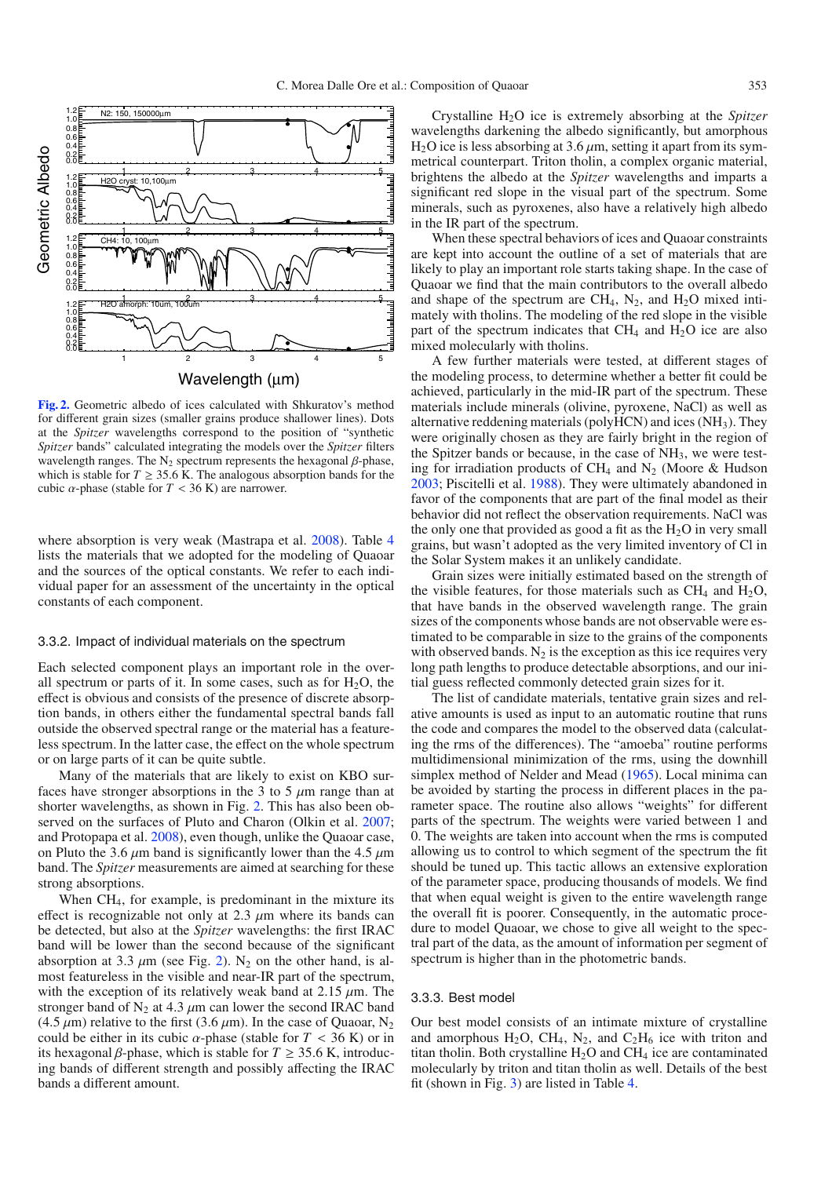**Fig. 2.** Geometric albedo of ices calculated with Shkuratov's method for different grain sizes (smaller grains produce shallower lines). Dots at the *Spitzer* wavelengths correspond to the position of "synthetic *Spitzer* bands" calculated integrating the models over the *Spitzer* filters wavelength ranges. The $N_2$ spectrum represents the hexagonal $\beta$-phase, which is stable for $T \geq 35.6$ K. The analogous absorption bands for the cubic $\alpha$-phase (stable for $T < 36$ K) are narrower.

where absorption is very weak (Mastrapa et al. 2008). Table 4 lists the materials that we adopted for the modeling of Quaoar and the sources of the optical constants. We refer to each individual paper for an assessment of the uncertainty in the optical constants of each component.

### 3.3.2. Impact of individual materials on the spectrum

Each selected component plays an important role in the overall spectrum or parts of it. In some cases, such as for $H_2O$, the effect is obvious and consists of the presence of discrete absorption bands, in others either the fundamental spectral bands fall outside the observed spectral range or the material has a featureless spectrum. In the latter case, the effect on the whole spectrum or on large parts of it can be quite subtle.

Many of the materials that are likely to exist on KBO surfaces have stronger absorptions in the 3 to 5 $\mu$m range than at shorter wavelengths, as shown in Fig. 2. This has also been observed on the surfaces of Pluto and Charon (Olkin et al. 2007; and Protopapa et al. 2008), even though, unlike the Quaoar case, on Pluto the 3.6 $\mu$m band is significantly lower than the 4.5 $\mu$m band. The *Spitzer* measurements are aimed at searching for these strong absorptions.

When $CH_4$, for example, is predominant in the mixture its effect is recognizable not only at 2.3 $\mu$m where its bands can be detected, but also at the *Spitzer* wavelengths: the first IRAC band will be lower than the second because of the significant absorption at 3.3 $\mu$m (see Fig. 2). $N_2$ on the other hand, is almost featureless in the visible and near-IR part of the spectrum, with the exception of its relatively weak band at 2.15 $\mu$m. The stronger band of $N_2$ at 4.3 $\mu$m can lower the second IRAC band (4.5 $\mu$m) relative to the first (3.6 $\mu$m). In the case of Quaoar, $N_2$ could be either in its cubic $\alpha$-phase (stable for $T < 36$ K) or in its hexagonal $\beta$-phase, which is stable for $T \geq 35.6$ K, introducing bands of different strength and possibly affecting the IRAC bands a different amount.

Crystalline $H_2O$ ice is extremely absorbing at the *Spitzer* wavelengths darkening the albedo significantly, but amorphous $H_2O$ ice is less absorbing at 3.6 $\mu$m, setting it apart from its symmetrical counterpart. Triton tholin, a complex organic material, brightens the albedo at the *Spitzer* wavelengths and imparts a significant red slope in the visual part of the spectrum. Some minerals, such as pyroxenes, also have a relatively high albedo in the IR part of the spectrum.

When these spectral behaviors of ices and Quaoar constraints are kept into account the outline of a set of materials that are likely to play an important role starts taking shape. In the case of Quaoar we find that the main contributors to the overall albedo and shape of the spectrum are $CH_4$, $N_2$, and $H_2O$ mixed intimately with tholins. The modeling of the red slope in the visible part of the spectrum indicates that $CH_4$ and $H_2O$ ice are also mixed molecularly with tholins.

A few further materials were tested, at different stages of the modeling process, to determine whether a better fit could be achieved, particularly in the mid-IR part of the spectrum. These materials include minerals (olivine, pyroxene, NaCl) as well as alternative reddening materials (polyHCN) and ices ($NH_3$). They were originally chosen as they are fairly bright in the region of the Spitzer bands or because, in the case of $NH_3$, we were testing for irradiation products of $CH_4$ and $N_2$ (Moore & Hudson 2003; Piscitelli et al. 1988). They were ultimately abandoned in favor of the components that are part of the final model as their behavior did not reflect the observation requirements. NaCl was the only one that provided as good a fit as the $H_2O$ in very small grains, but wasn't adopted as the very limited inventory of Cl in the Solar System makes it an unlikely candidate.

Grain sizes were initially estimated based on the strength of the visible features, for those materials such as $CH_4$ and $H_2O$, that have bands in the observed wavelength range. The grain sizes of the components whose bands are not observable were estimated to be comparable in size to the grains of the components with observed bands. $N_2$ is the exception as this ice requires very long path lengths to produce detectable absorptions, and our initial guess reflected commonly detected grain sizes for it.

The list of candidate materials, tentative grain sizes and relative amounts is used as input to an automatic routine that runs the code and compares the model to the observed data (calculating the rms of the differences). The "amoeba" routine performs multidimensional minimization of the rms, using the downhill simplex method of Nelder and Mead (1965). Local minima can be avoided by starting the process in different places in the parameter space. The routine also allows "weights" for different parts of the spectrum. The weights were varied between 1 and 0. The weights are taken into account when the rms is computed allowing us to control to which segment of the spectrum the fit should be tuned up. This tactic allows an extensive exploration of the parameter space, producing thousands of models. We find that when equal weight is given to the entire wavelength range the overall fit is poorer. Consequently, in the automatic procedure to model Quaoar, we chose to give all weight to the spectral part of the data, as the amount of information per segment of spectrum is higher than in the photometric bands.

### 3.3.3. Best model

Our best model consists of an intimate mixture of crystalline and amorphous $H_2O$, $CH_4$, $N_2$, and $C_2H_6$ ice with triton and titan tholin. Both crystalline $H_2O$ and $CH_4$ ice are contaminated molecularly by triton and titan tholin as well. Details of the best fit (shown in Fig. 3) are listed in Table 4.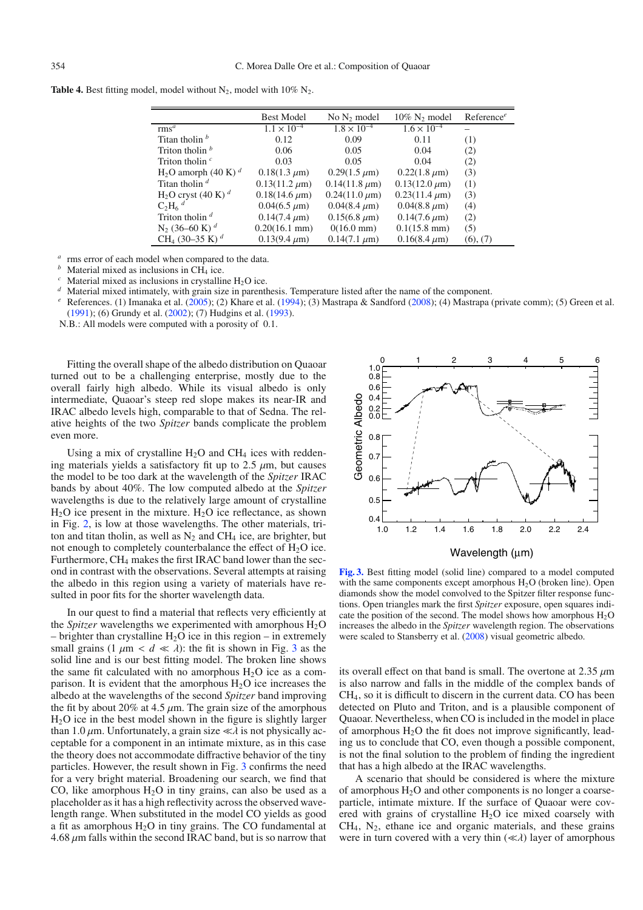**Table 4.** Best fitting model, model without $N_2$, model with 10% $N_2$.

| | Best Model | No $N_2$ model | 10% $N_2$ model | Reference[e] |
|---|---|---|---|---|
| rms[a] | $1.1 \times 10^{-4}$ | $1.8 \times 10^{-4}$ | $1.6 \times 10^{-4}$ | – |
| Titan tholin [b] | 0.12 | 0.09 | 0.11 | (1) |
| Triton tholin [b] | 0.06 | 0.05 | 0.04 | (2) |
| Triton tholin [c] | 0.03 | 0.05 | 0.04 | (2) |
| $H_2O$ amorph (40 K) [d] | 0.18(1.3 $\mu$m) | 0.29(1.5 $\mu$m) | 0.22(1.8 $\mu$m) | (3) |
| Titan tholin [d] | 0.13(11.2 $\mu$m) | 0.14(11.8 $\mu$m) | 0.13(12.0 $\mu$m) | (1) |
| $H_2O$ cryst (40 K) [d] | 0.18(14.6 $\mu$m) | 0.24(11.0 $\mu$m) | 0.23(11.4 $\mu$m) | (3) |
| $C_2H_6$ [d] | 0.04(6.5 $\mu$m) | 0.04(8.4 $\mu$m) | 0.04(8.8 $\mu$m) | (4) |
| Triton tholin [d] | 0.14(7.4 $\mu$m) | 0.15(6.8 $\mu$m) | 0.14(7.6 $\mu$m) | (2) |
| $N_2$ (36–60 K) [d] | 0.20(16.1 mm) | 0(16.0 mm) | 0.1(15.8 mm) | (5) |
| $CH_4$ (30–35 K) [d] | 0.13(9.4 $\mu$m) | 0.14(7.1 $\mu$m) | 0.16(8.4 $\mu$m) | (6), (7) |

[a] rms error of each model when compared to the data.
[b] Material mixed as inclusions in $CH_4$ ice.
[c] Material mixed as inclusions in crystalline $H_2O$ ice.
[d] Material mixed intimately, with grain size in parenthesis. Temperature listed after the name of the component.
[e] References. (1) Imanaka et al. (2005); (2) Khare et al. (1994); (3) Mastrapa & Sandford (2008); (4) Mastrapa (private comm); (5) Green et al. (1991); (6) Grundy et al. (2002); (7) Hudgins et al. (1993).
N.B.: All models were computed with a porosity of 0.1.

Fitting the overall shape of the albedo distribution on Quaoar turned out to be a challenging enterprise, mostly due to the overall fairly high albedo. While its visual albedo is only intermediate, Quaoar's steep red slope makes its near-IR and IRAC albedo levels high, comparable to that of Sedna. The relative heights of the two *Spitzer* bands complicate the problem even more.

Using a mix of crystalline $H_2O$ and $CH_4$ ices with reddening materials yields a satisfactory fit up to 2.5 $\mu$m, but causes the model to be too dark at the wavelength of the *Spitzer* IRAC bands by about 40%. The low computed albedo at the *Spitzer* wavelengths is due to the relatively large amount of crystalline $H_2O$ ice present in the mixture. $H_2O$ ice reflectance, as shown in Fig. 2, is low at those wavelengths. The other materials, triton and titan tholin, as well as $N_2$ and $CH_4$ ice, are brighter, but not enough to completely counterbalance the effect of $H_2O$ ice. Furthermore, $CH_4$ makes the first IRAC band lower than the second in contrast with the observations. Several attempts at raising the albedo in this region using a variety of materials have resulted in poor fits for the shorter wavelength data.

In our quest to find a material that reflects very efficiently at the *Spitzer* wavelengths we experimented with amorphous $H_2O$ – brighter than crystalline $H_2O$ ice in this region – in extremely small grains (1 $\mu$m $< d \ll \lambda$): the fit is shown in Fig. 3 as the solid line and is our best fitting model. The broken line shows the same fit calculated with no amorphous $H_2O$ ice as a comparison. It is evident that the amorphous $H_2O$ ice increases the albedo at the wavelengths of the second *Spitzer* band improving the fit by about 20% at 4.5 $\mu$m. The grain size of the amorphous $H_2O$ ice in the best model shown in the figure is slightly larger than 1.0 $\mu$m. Unfortunately, a grain size $\ll \lambda$ is not physically acceptable for a component in an intimate mixture, as in this case the theory does not accommodate diffractive behavior of the tiny particles. However, the result shown in Fig. 3 confirms the need for a very bright material. Broadening our search, we find that CO, like amorphous $H_2O$ in tiny grains, can also be used as a placeholder as it has a high reflectivity across the observed wavelength range. When substituted in the model CO yields as good a fit as amorphous $H_2O$ in tiny grains. The CO fundamental at 4.68 $\mu$m falls within the second IRAC band, but is so narrow that its overall effect on that band is small. The overtone at 2.35 $\mu$m is also narrow and falls in the middle of the complex bands of $CH_4$, so it is difficult to discern in the current data. CO has been detected on Pluto and Triton, and is a plausible component of Quaoar. Nevertheless, when CO is included in the model in place of amorphous $H_2O$ the fit does not improve significantly, leading us to conclude that CO, even though a possible component, is not the final solution to the problem of finding the ingredient that has a high albedo at the IRAC wavelengths.

**Fig. 3.** Best fitting model (solid line) compared to a model computed with the same components except amorphous $H_2O$ (broken line). Open diamonds show the model convolved to the Spitzer filter response functions. Open triangles mark the first *Spitzer* exposure, open squares indicate the position of the second. The model shows how amorphous $H_2O$ increases the albedo in the *Spitzer* wavelength region. The observations were scaled to Stansberry et al. (2008) visual geometric albedo.

A scenario that should be considered is where the mixture of amorphous $H_2O$ and other components is no longer a coarse-particle, intimate mixture. If the surface of Quaoar were covered with grains of crystalline $H_2O$ ice mixed coarsely with $CH_4$, $N_2$, ethane ice and organic materials, and these grains were in turn covered with a very thin ($\ll \lambda$) layer of amorphous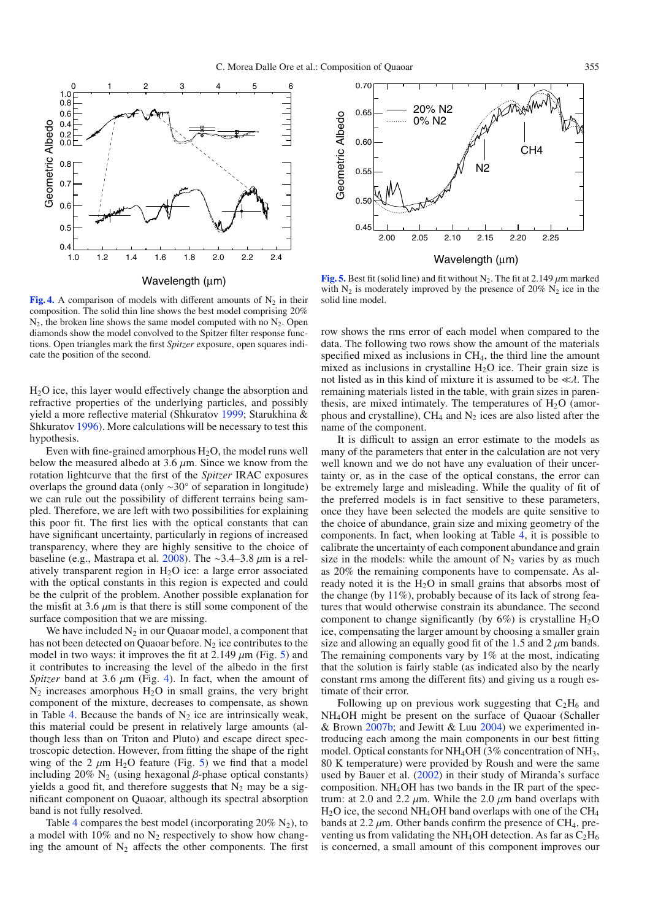**Fig. 4.** A comparison of models with different amounts of $N_2$ in their composition. The solid thin line shows the best model comprising 20% $N_2$, the broken line shows the same model computed with no $N_2$. Open diamonds show the model convolved to the Spitzer filter response functions. Open triangles mark the first *Spitzer* exposure, open squares indicate the position of the second.

**Fig. 5.** Best fit (solid line) and fit without $N_2$. The fit at 2.149 $\mu$m marked with $N_2$ is moderately improved by the presence of 20% $N_2$ ice in the solid line model.

$H_2O$ ice, this layer would effectively change the absorption and refractive properties of the underlying particles, and possibly yield a more reflective material (Shkuratov 1999; Starukhina & Shkuratov 1996). More calculations will be necessary to test this hypothesis.

Even with fine-grained amorphous $H_2O$, the model runs well below the measured albedo at 3.6 $\mu$m. Since we know from the rotation lightcurve that the first of the *Spitzer* IRAC exposures overlaps the ground data (only ~30° of separation in longitude) we can rule out the possibility of different terrains being sampled. Therefore, we are left with two possibilities for explaining this poor fit. The first lies with the optical constants that can have significant uncertainty, particularly in regions of increased transparency, where they are highly sensitive to the choice of baseline (e.g., Mastrapa et al. 2008). The ~3.4–3.8 $\mu$m is a relatively transparent region in $H_2O$ ice: a large error associated with the optical constants in this region is expected and could be the culprit of the problem. Another possible explanation for the misfit at 3.6 $\mu$m is that there is still some component of the surface composition that we are missing.

We have included $N_2$ in our Quaoar model, a component that has not been detected on Quaoar before. $N_2$ ice contributes to the model in two ways: it improves the fit at 2.149 $\mu$m (Fig. 5) and it contributes to increasing the level of the albedo in the first *Spitzer* band at 3.6 $\mu$m (Fig. 4). In fact, when the amount of $N_2$ increases amorphous $H_2O$ in small grains, the very bright component of the mixture, decreases to compensate, as shown in Table 4. Because the bands of $N_2$ ice are intrinsically weak, this material could be present in relatively large amounts (although less than on Triton and Pluto) and escape direct spectroscopic detection. However, from fitting the shape of the right wing of the 2 $\mu$m $H_2O$ feature (Fig. 5) we find that a model including 20% $N_2$ (using hexagonal $\beta$-phase optical constants) yields a good fit, and therefore suggests that $N_2$ may be a significant component on Quaoar, although its spectral absorption band is not fully resolved.

Table 4 compares the best model (incorporating 20% $N_2$), to a model with 10% and no $N_2$ respectively to show how changing the amount of $N_2$ affects the other components. The first row shows the rms error of each model when compared to the data. The following two rows show the amount of the materials specified mixed as inclusions in $CH_4$, the third line the amount mixed as inclusions in crystalline $H_2O$ ice. Their grain size is not listed as in this kind of mixture it is assumed to be $\ll\lambda$. The remaining materials listed in the table, with grain sizes in parenthesis, are mixed intimately. The temperatures of $H_2O$ (amorphous and crystalline), $CH_4$ and $N_2$ ices are also listed after the name of the component.

It is difficult to assign an error estimate to the models as many of the parameters that enter in the calculation are not very well known and we do not have any evaluation of their uncertainty or, as in the case of the optical constans, the error can be extremely large and misleading. While the quality of fit of the preferred models is in fact sensitive to these parameters, once they have been selected the models are quite sensitive to the choice of abundance, grain size and mixing geometry of the components. In fact, when looking at Table 4, it is possible to calibrate the uncertainty of each component abundance and grain size in the models: while the amount of $N_2$ varies by as much as 20% the remaining components have to compensate. As already noted it is the $H_2O$ in small grains that absorbs most of the change (by 11%), probably because of its lack of strong features that would otherwise constrain its abundance. The second component to change significantly (by 6%) is crystalline $H_2O$ ice, compensating the larger amount by choosing a smaller grain size and allowing an equally good fit of the 1.5 and 2 $\mu$m bands. The remaining components vary by 1% at the most, indicating that the solution is fairly stable (as indicated also by the nearly constant rms among the different fits) and giving us a rough estimate of their error.

Following up on previous work suggesting that $C_2H_6$ and $NH_4OH$ might be present on the surface of Quaoar (Schaller & Brown 2007b; and Jewitt & Luu 2004) we experimented introducing each among the main components in our best fitting model. Optical constants for $NH_4OH$ (3% concentration of $NH_3$, 80 K temperature) were provided by Roush and were the same used by Bauer et al. (2002) in their study of Miranda's surface composition. $NH_4OH$ has two bands in the IR part of the spectrum: at 2.0 and 2.2 $\mu$m. While the 2.0 $\mu$m band overlaps with $H_2O$ ice, the second $NH_4OH$ band overlaps with one of the $CH_4$ bands at 2.2 $\mu$m. Other bands confirm the presence of $CH_4$, preventing us from validating the $NH_4OH$ detection. As far as $C_2H_6$ is concerned, a small amount of this component improves our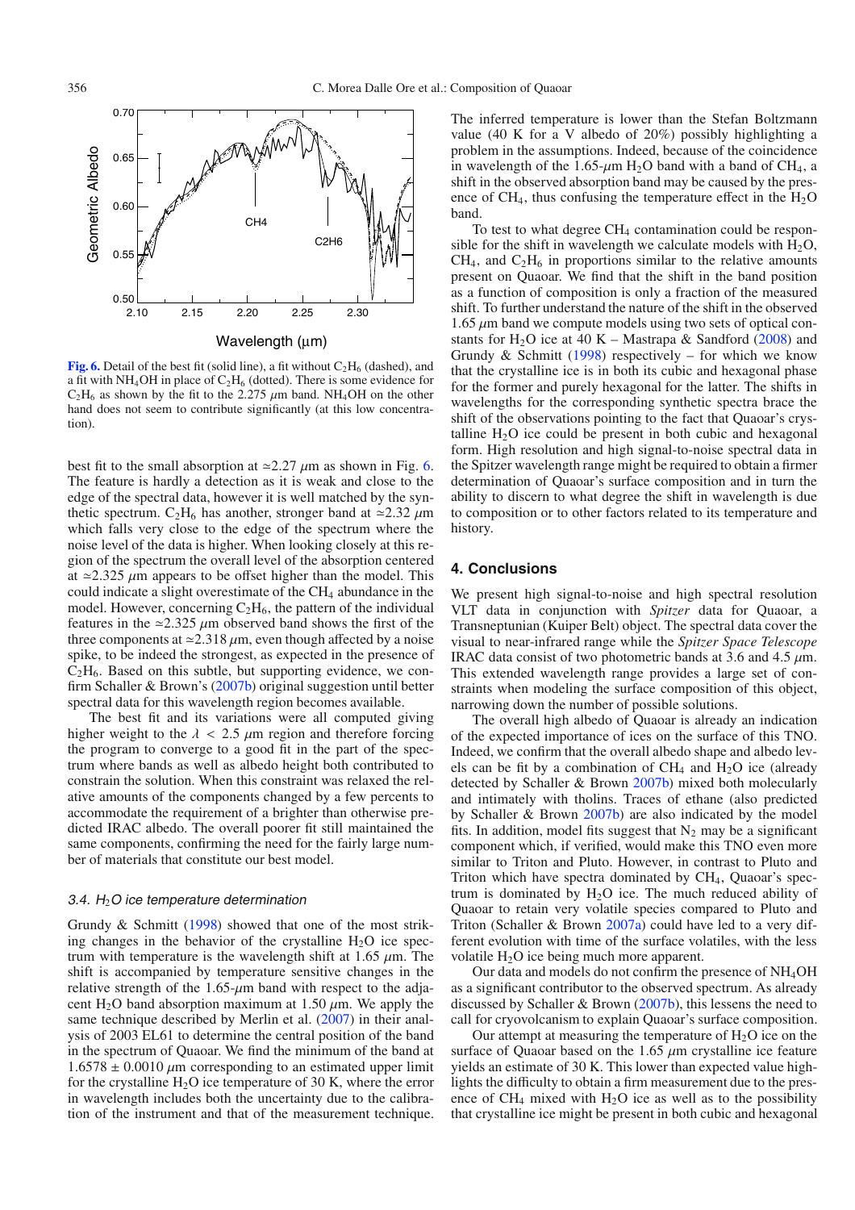**Fig. 6.** Detail of the best fit (solid line), a fit without $C_2H_6$ (dashed), and a fit with $NH_4OH$ in place of $C_2H_6$ (dotted). There is some evidence for $C_2H_6$ as shown by the fit to the 2.275 $\mu$m band. $NH_4OH$ on the other hand does not seem to contribute significantly (at this low concentration).

best fit to the small absorption at $\simeq$2.27 $\mu$m as shown in Fig. 6. The feature is hardly a detection as it is weak and close to the edge of the spectral data, however it is well matched by the synthetic spectrum. $C_2H_6$ has another, stronger band at $\simeq$2.32 $\mu$m which falls very close to the edge of the spectrum where the noise level of the data is higher. When looking closely at this region of the spectrum the overall level of the absorption centered at $\simeq$2.325 $\mu$m appears to be offset higher than the model. This could indicate a slight overestimate of the $CH_4$ abundance in the model. However, concerning $C_2H_6$, the pattern of the individual features in the $\simeq$2.325 $\mu$m observed band shows the first of the three components at $\simeq$2.318 $\mu$m, even though affected by a noise spike, to be indeed the strongest, as expected in the presence of $C_2H_6$. Based on this subtle, but supporting evidence, we confirm Schaller & Brown's (2007b) original suggestion until better spectral data for this wavelength region becomes available.

The best fit and its variations were all computed giving higher weight to the $\lambda < 2.5$ $\mu$m region and therefore forcing the program to converge to a good fit in the part of the spectrum where bands as well as albedo height both contributed to constrain the solution. When this constraint was relaxed the relative amounts of the components changed by a few percents to accommodate the requirement of a brighter than otherwise predicted IRAC albedo. The overall poorer fit still maintained the same components, confirming the need for the fairly large number of materials that constitute our best model.

### 3.4. $H_2O$ ice temperature determination

Grundy & Schmitt (1998) showed that one of the most striking changes in the behavior of the crystalline $H_2O$ ice spectrum with temperature is the wavelength shift at 1.65 $\mu$m. The shift is accompanied by temperature sensitive changes in the relative strength of the 1.65-$\mu$m band with respect to the adjacent $H_2O$ band absorption maximum at 1.50 $\mu$m. We apply the same technique described by Merlin et al. (2007) in their analysis of 2003 EL61 to determine the central position of the band in the spectrum of Quaoar. We find the minimum of the band at $1.6578 \pm 0.0010$ $\mu$m corresponding to an estimated upper limit for the crystalline $H_2O$ ice temperature of 30 K, where the error in wavelength includes both the uncertainty due to the calibration of the instrument and that of the measurement technique. The inferred temperature is lower than the Stefan Boltzmann value (40 K for a V albedo of 20%) possibly highlighting a problem in the assumptions. Indeed, because of the coincidence in wavelength of the 1.65-$\mu$m $H_2O$ band with a band of $CH_4$, a shift in the observed absorption band may be caused by the presence of $CH_4$, thus confusing the temperature effect in the $H_2O$ band.

To test to what degree $CH_4$ contamination could be responsible for the shift in wavelength we calculate models with $H_2O$, $CH_4$, and $C_2H_6$ in proportions similar to the relative amounts present on Quaoar. We find that the shift in the band position as a function of composition is only a fraction of the measured shift. To further understand the nature of the shift in the observed 1.65 $\mu$m band we compute models using two sets of optical constants for $H_2O$ ice at 40 K – Mastrapa & Sandford (2008) and Grundy & Schmitt (1998) respectively – for which we know that the crystalline ice is in both its cubic and hexagonal phase for the former and purely hexagonal for the latter. The shifts in wavelengths for the corresponding synthetic spectra brace the shift of the observations pointing to the fact that Quaoar's crystalline $H_2O$ ice could be present in both cubic and hexagonal form. High resolution and high signal-to-noise spectral data in the Spitzer wavelength range might be required to obtain a firmer determination of Quaoar's surface composition and in turn the ability to discern to what degree the shift in wavelength is due to composition or to other factors related to its temperature and history.

## 4. Conclusions

We present high signal-to-noise and high spectral resolution VLT data in conjunction with *Spitzer* data for Quaoar, a Transneptunian (Kuiper Belt) object. The spectral data cover the visual to near-infrared range while the *Spitzer Space Telescope* IRAC data consist of two photometric bands at 3.6 and 4.5 $\mu$m. This extended wavelength range provides a large set of constraints when modeling the surface composition of this object, narrowing down the number of possible solutions.

The overall high albedo of Quaoar is already an indication of the expected importance of ices on the surface of this TNO. Indeed, we confirm that the overall albedo shape and albedo levels can be fit by a combination of $CH_4$ and $H_2O$ ice (already detected by Schaller & Brown 2007b) mixed both molecularly and intimately with tholins. Traces of ethane (also predicted by Schaller & Brown 2007b) are also indicated by the model fits. In addition, model fits suggest that $N_2$ may be a significant component which, if verified, would make this TNO even more similar to Triton and Pluto. However, in contrast to Pluto and Triton which have spectra dominated by $CH_4$, Quaoar's spectrum is dominated by $H_2O$ ice. The much reduced ability of Quaoar to retain very volatile species compared to Pluto and Triton (Schaller & Brown 2007a) could have led to a very different evolution with time of the surface volatiles, with the less volatile $H_2O$ ice being much more apparent.

Our data and models do not confirm the presence of $NH_4OH$ as a significant contributor to the observed spectrum. As already discussed by Schaller & Brown (2007b), this lessens the need to call for cryovolcanism to explain Quaoar's surface composition.

Our attempt at measuring the temperature of $H_2O$ ice on the surface of Quaoar based on the 1.65 $\mu$m crystalline ice feature yields an estimate of 30 K. This lower than expected value highlights the difficulty to obtain a firm measurement due to the presence of $CH_4$ mixed with $H_2O$ ice as well as to the possibility that crystalline ice might be present in both cubic and hexagonal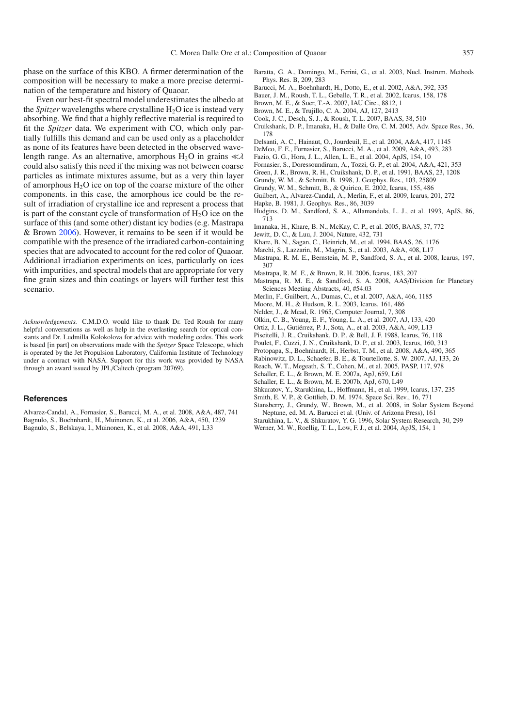phase on the surface of this KBO. A firmer determination of the composition will be necessary to make a more precise determination of the temperature and history of Quaoar.

Even our best-fit spectral model underestimates the albedo at the *Spitzer* wavelengths where crystalline $H_2O$ ice is instead very absorbing. We find that a highly reflective material is required to fit the *Spitzer* data. We experiment with CO, which only partially fulfills this demand and can be used only as a placeholder as none of its features have been detected in the observed wavelength range. As an alternative, amorphous $H_2O$ in grains $\ll \lambda$ could also satisfy this need if the mixing was not between coarse particles as intimate mixtures assume, but as a very thin layer of amorphous $H_2O$ ice on top of the coarse mixture of the other components. in this case, the amorphous ice could be the result of irradiation of crystalline ice and represent a process that is part of the constant cycle of transformation of $H_2O$ ice on the surface of this (and some other) distant icy bodies (e.g. Mastrapa & Brown 2006). However, it remains to be seen if it would be compatible with the presence of the irradiated carbon-containing species that are advocated to account for the red color of Quaoar. Additional irradiation experiments on ices, particularly on ices with impurities, and spectral models that are appropriate for very fine grain sizes and thin coatings or layers will further test this scenario.

*Acknowledgements.* C.M.D.O. would like to thank Dr. Ted Roush for many helpful conversations as well as help in the everlasting search for optical constants and Dr. Ludmilla Kolokolova for advice with modeling codes. This work is based [in part] on observations made with the *Spitzer* Space Telescope, which is operated by the Jet Propulsion Laboratory, California Institute of Technology under a contract with NASA. Support for this work was provided by NASA through an award issued by JPL/Caltech (program 20769).

## References

Alvarez-Candal, A., Fornasier, S., Barucci, M. A., et al. 2008, A&A, 487, 741
Bagnulo, S., Boehnhardt, H., Muinonen, K., et al. 2006, A&A, 450, 1239
Bagnulo, S., Belskaya, I., Muinonen, K., et al. 2008, A&A, 491, L33
Baratta, G. A., Domingo, M., Ferini, G., et al. 2003, Nucl. Instrum. Methods Phys. Res. B, 209, 283
Barucci, M. A., Boehnhardt, H., Dotto, E., et al. 2002, A&A, 392, 335
Bauer, J. M., Roush, T. L., Geballe, T. R., et al. 2002, Icarus, 158, 178
Brown, M. E., & Suer, T.-A. 2007, IAU Circ., 8812, 1
Brown, M. E., & Trujillo, C. A. 2004, AJ, 127, 2413
Cook, J. C., Desch, S. J., & Roush, T. L. 2007, BAAS, 38, 510
Cruikshank, D. P., Imanaka, H., & Dalle Ore, C. M. 2005, Adv. Space Res., 36, 178
Delsanti, A. C., Hainaut, O., Jourdeuil, E., et al. 2004, A&A, 417, 1145
DeMeo, F. E., Fornasier, S., Barucci, M. A., et al. 2009, A&A, 493, 283
Fazio, G. G., Hora, J. L., Allen, L. E., et al. 2004, ApJS, 154, 10
Fornasier, S., Doressoundiram, A., Tozzi, G. P., et al. 2004, A&A, 421, 353
Green, J. R., Brown, R. H., Cruikshank, D. P., et al. 1991, BAAS, 23, 1208
Grundy, W. M., & Schmitt, B. 1998, J. Geophys. Res., 103, 25809
Grundy, W. M., Schmitt, B., & Quirico, E. 2002, Icarus, 155, 486
Guilbert, A., Alvarez-Candal, A., Merlin, F., et al. 2009, Icarus, 201, 272
Hapke, B. 1981, J. Geophys. Res., 86, 3039
Hudgins, D. M., Sandford, S. A., Allamandola, L. J., et al. 1993, ApJS, 86, 713
Imanaka, H., Khare, B. N., McKay, C. P., et al. 2005, BAAS, 37, 772
Jewitt, D. C., & Luu, J. 2004, Nature, 432, 731
Khare, B. N., Sagan, C., Heinrich, M., et al. 1994, BAAS, 26, 1176
Marchi, S., Lazzarin, M., Magrin, S., et al. 2003, A&A, 408, L17
Mastrapa, R. M. E., Bernstein, M. P., Sandford, S. A., et al. 2008, Icarus, 197, 307
Mastrapa, R. M. E., & Brown, R. H. 2006, Icarus, 183, 207
Mastrapa, R. M. E., & Sandford, S. A. 2008, AAS/Division for Planetary Sciences Meeting Abstracts, 40, #54.03
Merlin, F., Guilbert, A., Dumas, C., et al. 2007, A&A, 466, 1185
Moore, M. H., & Hudson, R. L. 2003, Icarus, 161, 486
Nelder, J., & Mead, R. 1965, Computer Journal, 7, 308
Olkin, C. B., Young, E. F., Young, L. A., et al. 2007, AJ, 133, 420
Ortiz, J. L., Gutiérrez, P. J., Sota, A., et al. 2003, A&A, 409, L13
Piscitelli, J. R., Cruikshank, D. P., & Bell, J. F. 1988, Icarus, 76, 118
Poulet, F., Cuzzi, J. N., Cruikshank, D. P., et al. 2003, Icarus, 160, 313
Protopapa, S., Boehnhardt, H., Herbst, T. M., et al. 2008, A&A, 490, 365
Rabinowitz, D. L., Schaefer, B. E., & Tourtellotte, S. W. 2007, AJ, 133, 26
Reach, W. T., Megeath, S. T., Cohen, M., et al. 2005, PASP, 117, 978
Schaller, E. L., & Brown, M. E. 2007a, ApJ, 659, L61
Schaller, E. L., & Brown, M. E. 2007b, ApJ, 670, L49
Shkuratov, Y., Starukhina, L., Hoffmann, H., et al. 1999, Icarus, 137, 235
Smith, E. V. P., & Gottlieb, D. M. 1974, Space Sci. Rev., 16, 771
Stansberry, J., Grundy, W., Brown, M., et al. 2008, in Solar System Beyond Neptune, ed. M. A. Barucci et al. (Univ. of Arizona Press), 161
Starukhina, L. V., & Shkuratov, Y. G. 1996, Solar System Research, 30, 299
Werner, M. W., Roellig, T. L., Low, F. J., et al. 2004, ApJS, 154, 1